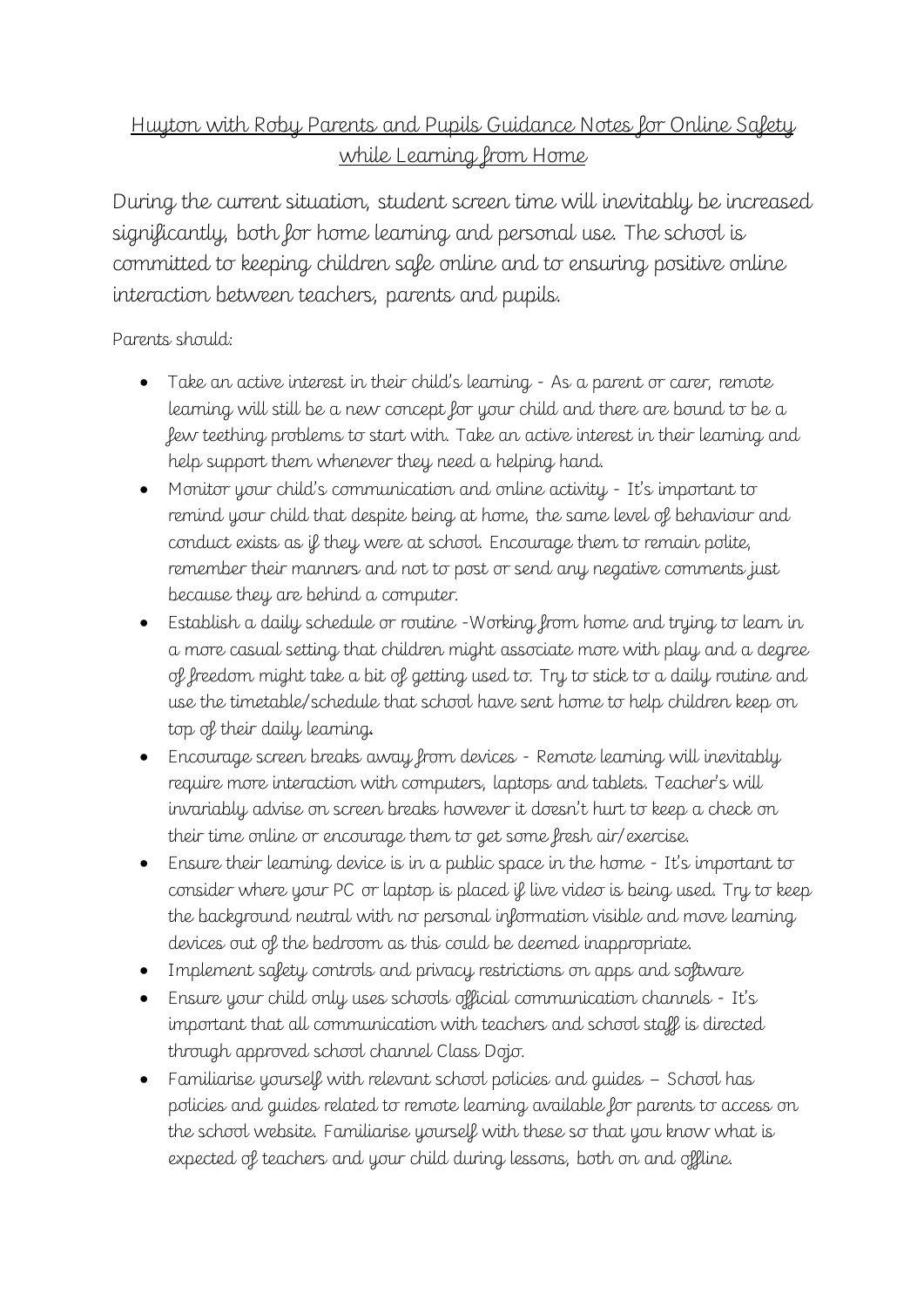# Huyton with Roby Parents and Pupils Guidance Notes for Online Safety while Learning from Home

During the current situation, student screen time will inevitably be increased significantly, both for home learning and personal use. The school is committed to keeping children safe online and to ensuring positive online interaction between teachers, parents and pupils.

Parents should:

- Take an active interest in their child's learning - As a parent or carer, remote learning will still be a new concept for your child and there are bound to be a few teething problems to start with. Take an active interest in their learning and help support them whenever they need a helping hand.
- Monitor your child's communication and online activity - It's important to remind your child that despite being at home, the same level of behaviour and conduct exists as if they were at school. Encourage them to remain polite, remember their manners and not to post or send any negative comments just because they are behind a computer.
- Establish a daily schedule or routine -Working from home and trying to learn in a more casual setting that children might associate more with play and a degree of freedom might take a bit of getting used to. Try to stick to a daily routine and use the timetable/schedule that school have sent home to help children keep on top of their daily learning.
- Encourage screen breaks away from devices - Remote learning will inevitably require more interaction with computers, laptops and tablets. Teacher's will invariably advise on screen breaks however it doesn't hurt to keep a check on their time online or encourage them to get some fresh air/exercise.
- Ensure their learning device is in a public space in the home - It's important to consider where your PC or laptop is placed if live video is being used. Try to keep the background neutral with no personal information visible and move learning devices out of the bedroom as this could be deemed inappropriate.
- Implement safety controls and privacy restrictions on apps and software
- Ensure your child only uses schools official communication channels - It's important that all communication with teachers and school staff is directed through approved school channel Class Dojo.
- Familiarise yourself with relevant school policies and guides – School has policies and guides related to remote learning available for parents to access on the school website. Familiarise yourself with these so that you know what is expected of teachers and your child during lessons, both on and offline.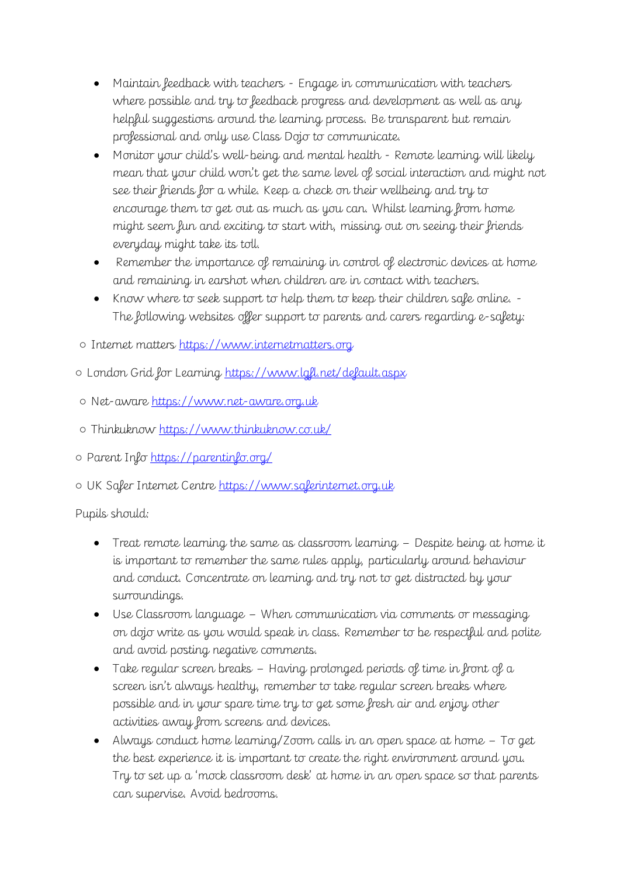- Maintain feedback with teachers - Engage in communication with teachers where possible and try to feedback progress and development as well as any helpful suggestions around the learning process. Be transparent but remain professional and only use Class Dojo to communicate.
- Monitor your child's well-being and mental health - Remote learning will likely mean that your child won't get the same level of social interaction and might not see their friends for a while. Keep a check on their wellbeing and try to encourage them to get out as much as you can. Whilst learning from home might seem fun and exciting to start with, missing out on seeing their friends everyday might take its toll.
- Remember the importance of remaining in control of electronic devices at home and remaining in earshot when children are in contact with teachers.
- Know where to seek support to help them to keep their children safe online. - The following websites offer support to parents and carers regarding e-safety:

  - Internet matters https://www.internetmatters.org
  - London Grid for Learning https://www.lgfl.net/default.aspx
  - Net-aware https://www.net-aware.org.uk
  - Thinkuknow https://www.thinkuknow.co.uk/
  - Parent Info https://parentinfo.org/
  - UK Safer Internet Centre https://www.saferinternet.org.uk

Pupils should:

- Treat remote learning the same as classroom learning – Despite being at home it is important to remember the same rules apply, particularly around behaviour and conduct. Concentrate on learning and try not to get distracted by your surroundings.
- Use Classroom language – When communication via comments or messaging on dojo write as you would speak in class. Remember to be respectful and polite and avoid posting negative comments.
- Take regular screen breaks – Having prolonged periods of time in front of a screen isn't always healthy, remember to take regular screen breaks where possible and in your spare time try to get some fresh air and enjoy other activities away from screens and devices.
- Always conduct home learning/Zoom calls in an open space at home – To get the best experience it is important to create the right environment around you. Try to set up a 'mock classroom desk' at home in an open space so that parents can supervise. Avoid bedrooms.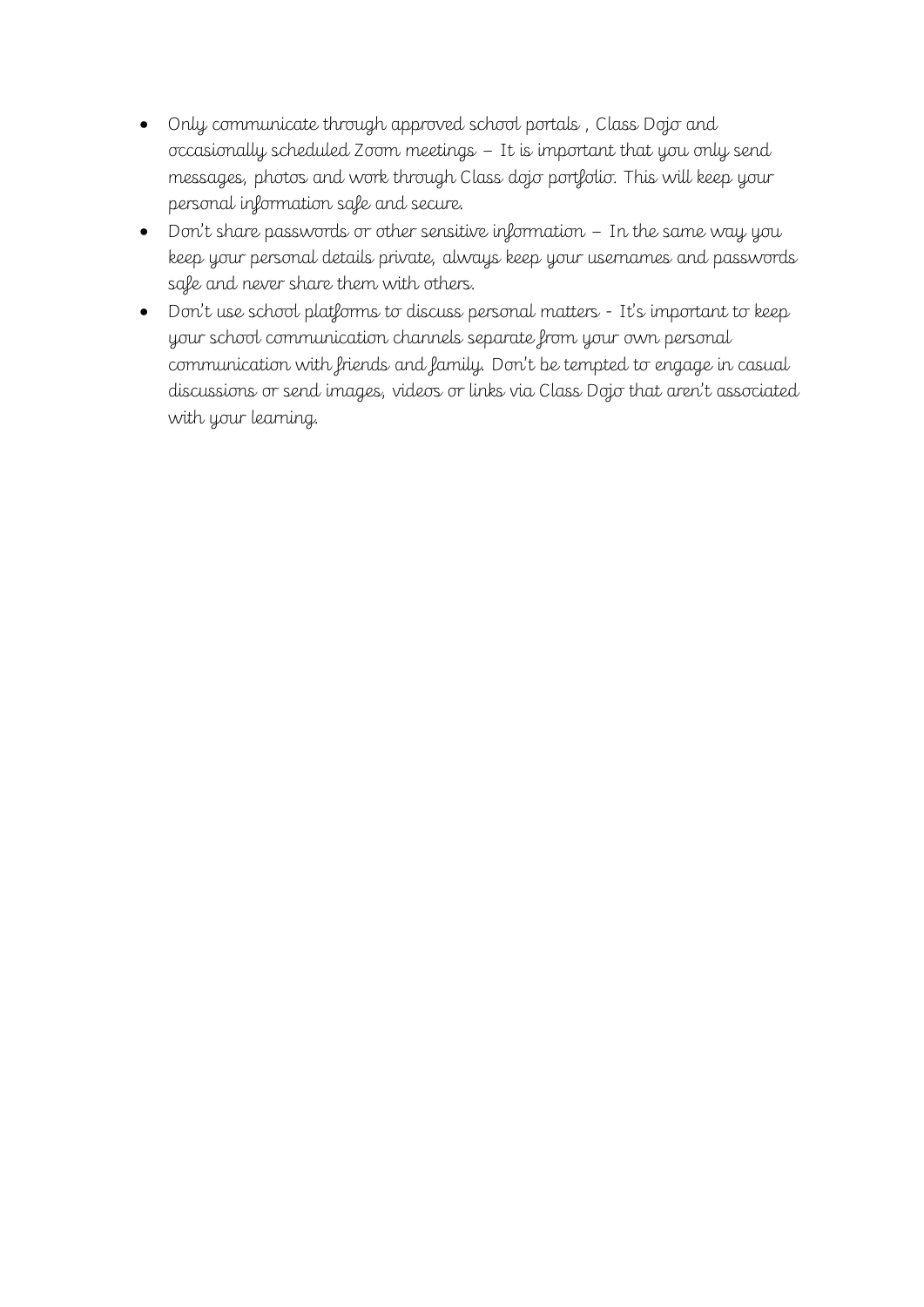- Only communicate through approved school portals , Class Dojo and occasionally scheduled Zoom meetings – It is important that you only send messages, photos and work through Class dojo portfolio. This will keep your personal information safe and secure.
- Don't share passwords or other sensitive information – In the same way you keep your personal details private, always keep your usernames and passwords safe and never share them with others.
- Don't use school platforms to discuss personal matters - It's important to keep your school communication channels separate from your own personal communication with friends and family. Don't be tempted to engage in casual discussions or send images, videos or links via Class Dojo that aren't associated with your learning.